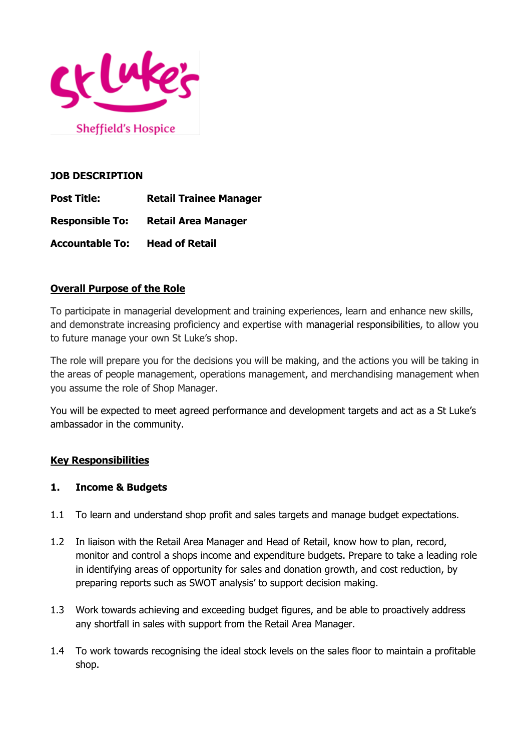St Luke's Sheffield's Hospice

**JOB DESCRIPTION**

**Post Title:** **Retail Trainee Manager**

**Responsible To:** **Retail Area Manager**

**Accountable To:** **Head of Retail**

## Overall Purpose of the Role

To participate in managerial development and training experiences, learn and enhance new skills, and demonstrate increasing proficiency and expertise with managerial responsibilities, to allow you to future manage your own St Luke's shop.

The role will prepare you for the decisions you will be making, and the actions you will be taking in the areas of people management, operations management, and merchandising management when you assume the role of Shop Manager.

You will be expected to meet agreed performance and development targets and act as a St Luke's ambassador in the community.

## Key Responsibilities

### 1. Income & Budgets

1.1 To learn and understand shop profit and sales targets and manage budget expectations.

1.2 In liaison with the Retail Area Manager and Head of Retail, know how to plan, record, monitor and control a shops income and expenditure budgets. Prepare to take a leading role in identifying areas of opportunity for sales and donation growth, and cost reduction, by preparing reports such as SWOT analysis' to support decision making.

1.3 Work towards achieving and exceeding budget figures, and be able to proactively address any shortfall in sales with support from the Retail Area Manager.

1.4 To work towards recognising the ideal stock levels on the sales floor to maintain a profitable shop.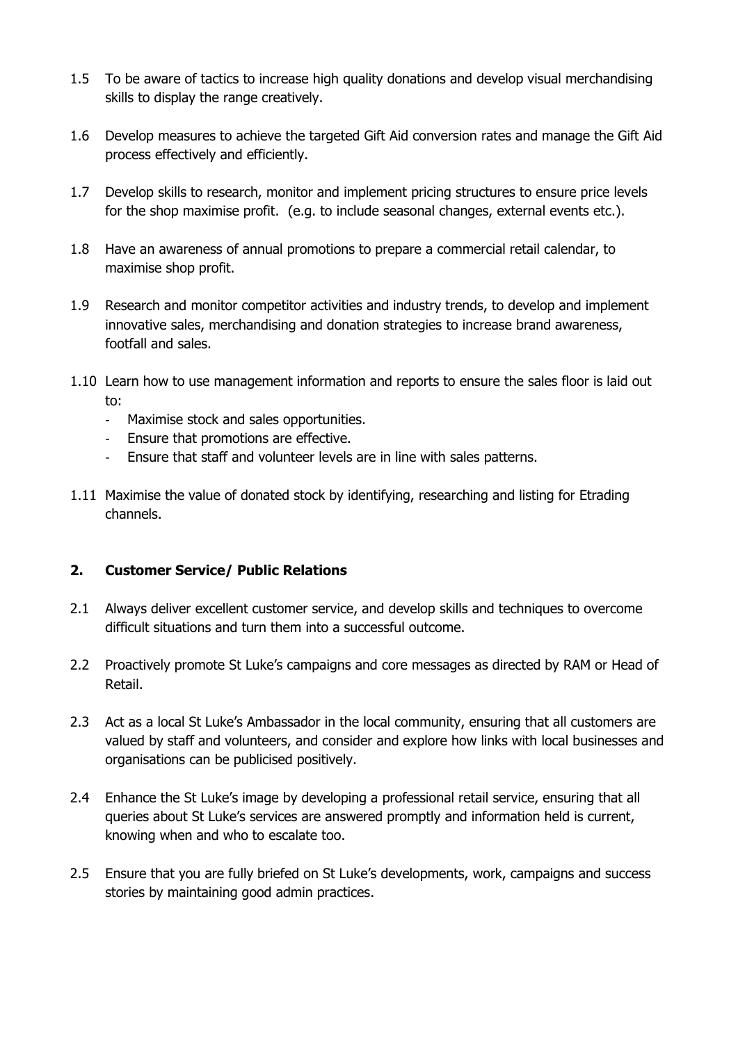1.5 To be aware of tactics to increase high quality donations and develop visual merchandising skills to display the range creatively.

1.6 Develop measures to achieve the targeted Gift Aid conversion rates and manage the Gift Aid process effectively and efficiently.

1.7 Develop skills to research, monitor and implement pricing structures to ensure price levels for the shop maximise profit. (e.g. to include seasonal changes, external events etc.).

1.8 Have an awareness of annual promotions to prepare a commercial retail calendar, to maximise shop profit.

1.9 Research and monitor competitor activities and industry trends, to develop and implement innovative sales, merchandising and donation strategies to increase brand awareness, footfall and sales.

1.10 Learn how to use management information and reports to ensure the sales floor is laid out to:
- Maximise stock and sales opportunities.
- Ensure that promotions are effective.
- Ensure that staff and volunteer levels are in line with sales patterns.

1.11 Maximise the value of donated stock by identifying, researching and listing for Etrading channels.

## 2. Customer Service/ Public Relations

2.1 Always deliver excellent customer service, and develop skills and techniques to overcome difficult situations and turn them into a successful outcome.

2.2 Proactively promote St Luke's campaigns and core messages as directed by RAM or Head of Retail.

2.3 Act as a local St Luke's Ambassador in the local community, ensuring that all customers are valued by staff and volunteers, and consider and explore how links with local businesses and organisations can be publicised positively.

2.4 Enhance the St Luke's image by developing a professional retail service, ensuring that all queries about St Luke's services are answered promptly and information held is current, knowing when and who to escalate too.

2.5 Ensure that you are fully briefed on St Luke's developments, work, campaigns and success stories by maintaining good admin practices.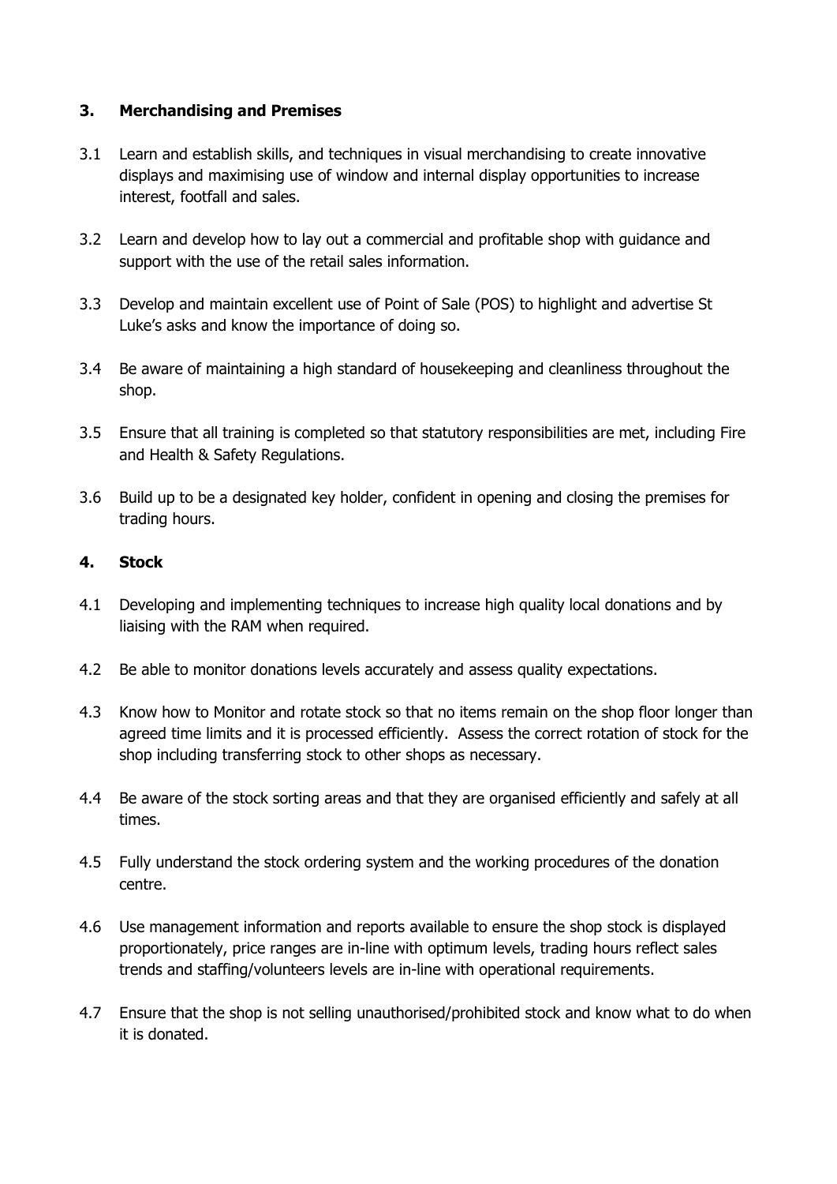## 3. Merchandising and Premises

3.1 Learn and establish skills, and techniques in visual merchandising to create innovative displays and maximising use of window and internal display opportunities to increase interest, footfall and sales.

3.2 Learn and develop how to lay out a commercial and profitable shop with guidance and support with the use of the retail sales information.

3.3 Develop and maintain excellent use of Point of Sale (POS) to highlight and advertise St Luke's asks and know the importance of doing so.

3.4 Be aware of maintaining a high standard of housekeeping and cleanliness throughout the shop.

3.5 Ensure that all training is completed so that statutory responsibilities are met, including Fire and Health & Safety Regulations.

3.6 Build up to be a designated key holder, confident in opening and closing the premises for trading hours.

## 4. Stock

4.1 Developing and implementing techniques to increase high quality local donations and by liaising with the RAM when required.

4.2 Be able to monitor donations levels accurately and assess quality expectations.

4.3 Know how to Monitor and rotate stock so that no items remain on the shop floor longer than agreed time limits and it is processed efficiently. Assess the correct rotation of stock for the shop including transferring stock to other shops as necessary.

4.4 Be aware of the stock sorting areas and that they are organised efficiently and safely at all times.

4.5 Fully understand the stock ordering system and the working procedures of the donation centre.

4.6 Use management information and reports available to ensure the shop stock is displayed proportionately, price ranges are in-line with optimum levels, trading hours reflect sales trends and staffing/volunteers levels are in-line with operational requirements.

4.7 Ensure that the shop is not selling unauthorised/prohibited stock and know what to do when it is donated.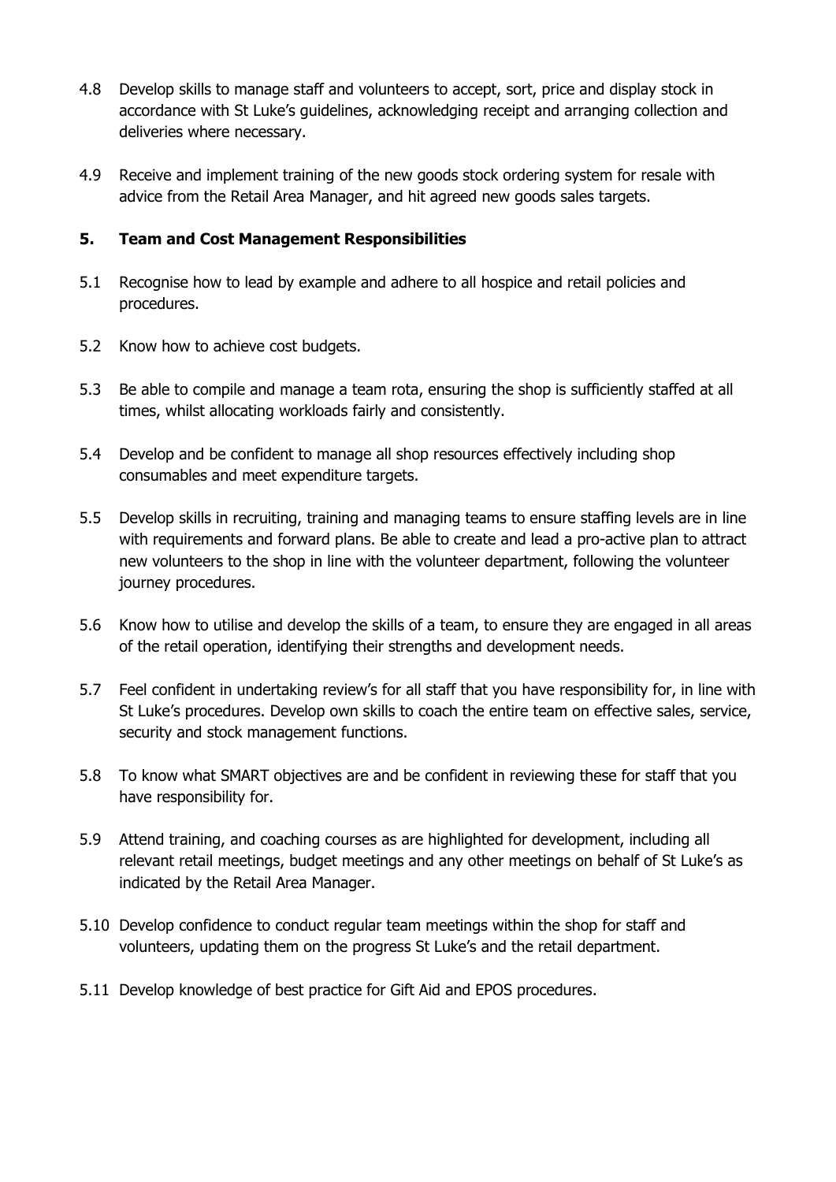4.8 Develop skills to manage staff and volunteers to accept, sort, price and display stock in accordance with St Luke's guidelines, acknowledging receipt and arranging collection and deliveries where necessary.

4.9 Receive and implement training of the new goods stock ordering system for resale with advice from the Retail Area Manager, and hit agreed new goods sales targets.

## 5. Team and Cost Management Responsibilities

5.1 Recognise how to lead by example and adhere to all hospice and retail policies and procedures.

5.2 Know how to achieve cost budgets.

5.3 Be able to compile and manage a team rota, ensuring the shop is sufficiently staffed at all times, whilst allocating workloads fairly and consistently.

5.4 Develop and be confident to manage all shop resources effectively including shop consumables and meet expenditure targets.

5.5 Develop skills in recruiting, training and managing teams to ensure staffing levels are in line with requirements and forward plans. Be able to create and lead a pro-active plan to attract new volunteers to the shop in line with the volunteer department, following the volunteer journey procedures.

5.6 Know how to utilise and develop the skills of a team, to ensure they are engaged in all areas of the retail operation, identifying their strengths and development needs.

5.7 Feel confident in undertaking review's for all staff that you have responsibility for, in line with St Luke's procedures. Develop own skills to coach the entire team on effective sales, service, security and stock management functions.

5.8 To know what SMART objectives are and be confident in reviewing these for staff that you have responsibility for.

5.9 Attend training, and coaching courses as are highlighted for development, including all relevant retail meetings, budget meetings and any other meetings on behalf of St Luke's as indicated by the Retail Area Manager.

5.10 Develop confidence to conduct regular team meetings within the shop for staff and volunteers, updating them on the progress St Luke's and the retail department.

5.11 Develop knowledge of best practice for Gift Aid and EPOS procedures.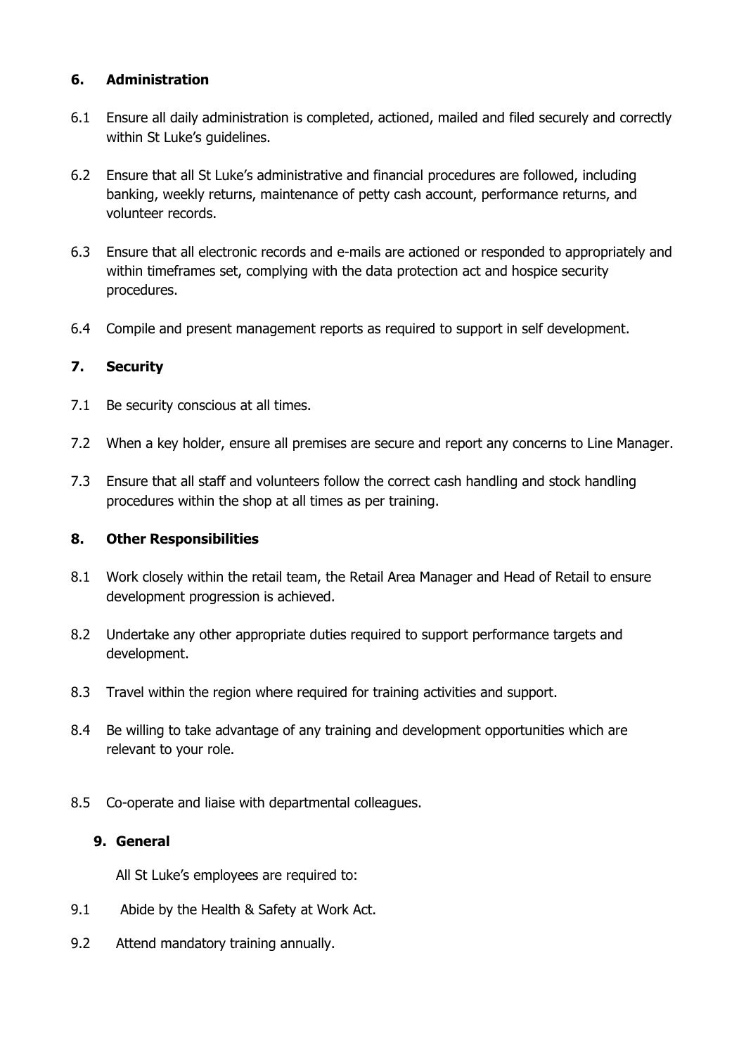## 6. Administration

6.1 Ensure all daily administration is completed, actioned, mailed and filed securely and correctly within St Luke's guidelines.

6.2 Ensure that all St Luke's administrative and financial procedures are followed, including banking, weekly returns, maintenance of petty cash account, performance returns, and volunteer records.

6.3 Ensure that all electronic records and e-mails are actioned or responded to appropriately and within timeframes set, complying with the data protection act and hospice security procedures.

6.4 Compile and present management reports as required to support in self development.

## 7. Security

7.1 Be security conscious at all times.

7.2 When a key holder, ensure all premises are secure and report any concerns to Line Manager.

7.3 Ensure that all staff and volunteers follow the correct cash handling and stock handling procedures within the shop at all times as per training.

## 8. Other Responsibilities

8.1 Work closely within the retail team, the Retail Area Manager and Head of Retail to ensure development progression is achieved.

8.2 Undertake any other appropriate duties required to support performance targets and development.

8.3 Travel within the region where required for training activities and support.

8.4 Be willing to take advantage of any training and development opportunities which are relevant to your role.

8.5 Co-operate and liaise with departmental colleagues.

## 9. General

All St Luke's employees are required to:

9.1 Abide by the Health & Safety at Work Act.

9.2 Attend mandatory training annually.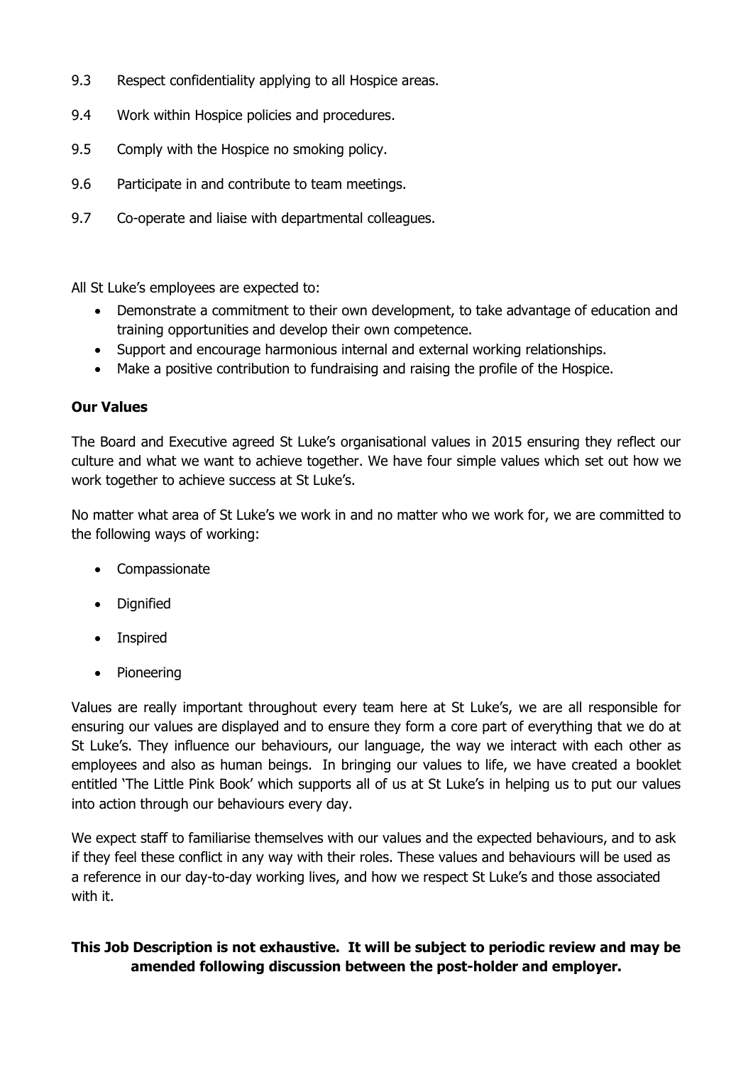9.3 Respect confidentiality applying to all Hospice areas.

9.4 Work within Hospice policies and procedures.

9.5 Comply with the Hospice no smoking policy.

9.6 Participate in and contribute to team meetings.

9.7 Co-operate and liaise with departmental colleagues.

All St Luke's employees are expected to:

- Demonstrate a commitment to their own development, to take advantage of education and training opportunities and develop their own competence.
- Support and encourage harmonious internal and external working relationships.
- Make a positive contribution to fundraising and raising the profile of the Hospice.

**Our Values**

The Board and Executive agreed St Luke's organisational values in 2015 ensuring they reflect our culture and what we want to achieve together. We have four simple values which set out how we work together to achieve success at St Luke's.

No matter what area of St Luke's we work in and no matter who we work for, we are committed to the following ways of working:

- Compassionate
- Dignified
- Inspired
- Pioneering

Values are really important throughout every team here at St Luke's, we are all responsible for ensuring our values are displayed and to ensure they form a core part of everything that we do at St Luke's. They influence our behaviours, our language, the way we interact with each other as employees and also as human beings. In bringing our values to life, we have created a booklet entitled 'The Little Pink Book' which supports all of us at St Luke's in helping us to put our values into action through our behaviours every day.

We expect staff to familiarise themselves with our values and the expected behaviours, and to ask if they feel these conflict in any way with their roles. These values and behaviours will be used as a reference in our day-to-day working lives, and how we respect St Luke's and those associated with it.

**This Job Description is not exhaustive. It will be subject to periodic review and may be amended following discussion between the post-holder and employer.**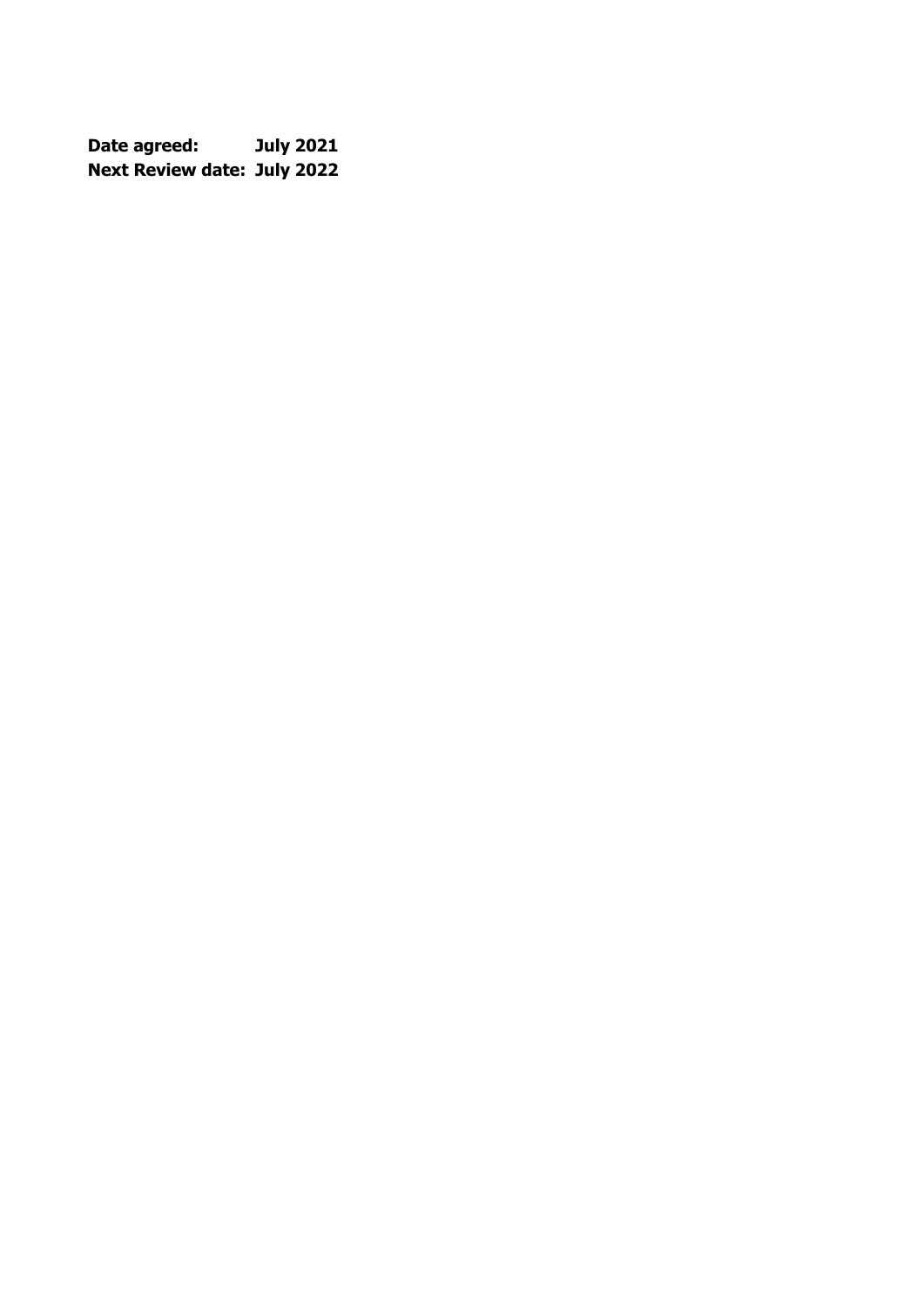**Date agreed: July 2021**
**Next Review date: July 2022**